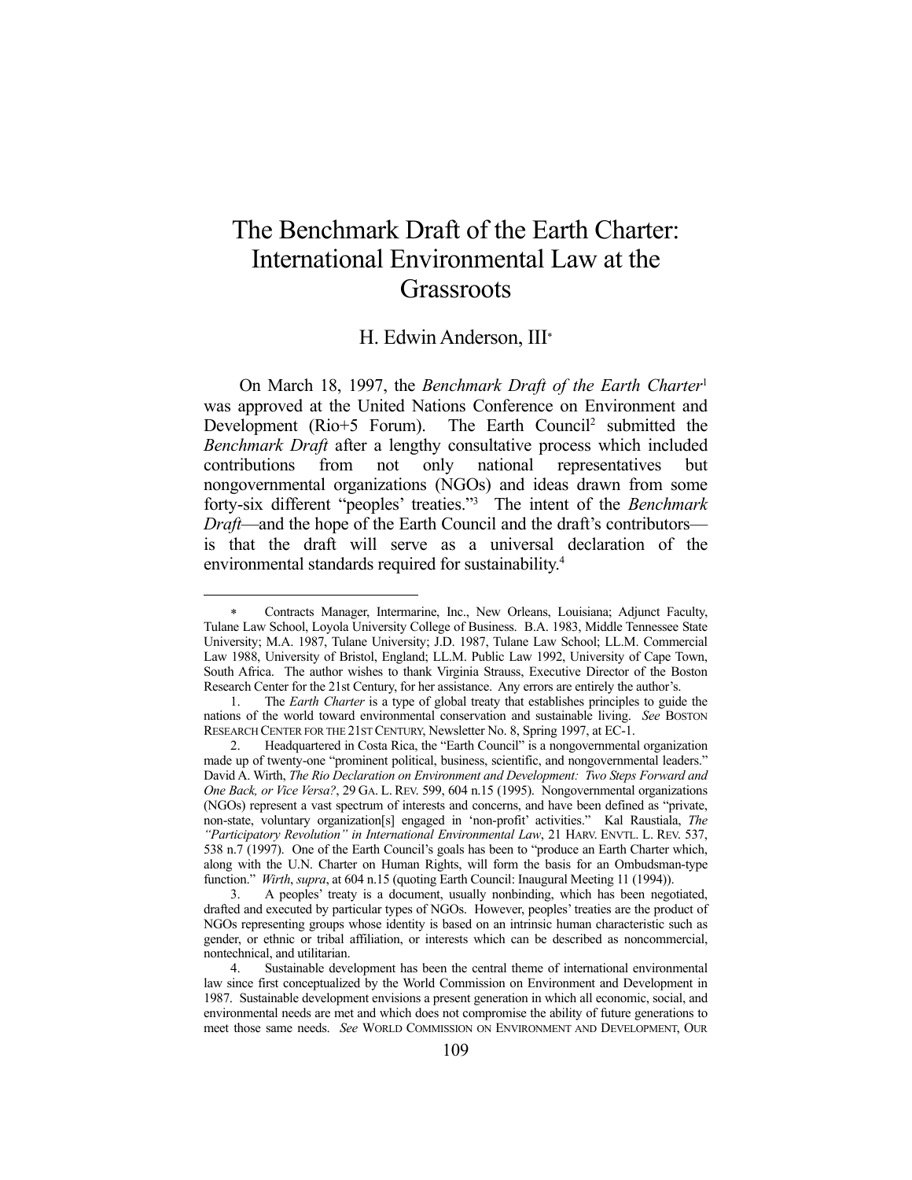# The Benchmark Draft of the Earth Charter: International Environmental Law at the Grassroots

H. Edwin Anderson, III*

On March 18, 1997, the *Benchmark Draft of the Earth Charter*[1] was approved at the United Nations Conference on Environment and Development (Rio+5 Forum). The Earth Council[2] submitted the *Benchmark Draft* after a lengthy consultative process which included contributions from not only national representatives but nongovernmental organizations (NGOs) and ideas drawn from some forty-six different "peoples' treaties."[3] The intent of the *Benchmark Draft*—and the hope of the Earth Council and the draft's contributors—is that the draft will serve as a universal declaration of the environmental standards required for sustainability.[4]

---

\* Contracts Manager, Intermarine, Inc., New Orleans, Louisiana; Adjunct Faculty, Tulane Law School, Loyola University College of Business. B.A. 1983, Middle Tennessee State University; M.A. 1987, Tulane University; J.D. 1987, Tulane Law School; LL.M. Commercial Law 1988, University of Bristol, England; LL.M. Public Law 1992, University of Cape Town, South Africa. The author wishes to thank Virginia Strauss, Executive Director of the Boston Research Center for the 21st Century, for her assistance. Any errors are entirely the author's.

1. The *Earth Charter* is a type of global treaty that establishes principles to guide the nations of the world toward environmental conservation and sustainable living. *See* BOSTON RESEARCH CENTER FOR THE 21ST CENTURY, Newsletter No. 8, Spring 1997, at EC-1.

2. Headquartered in Costa Rica, the "Earth Council" is a nongovernmental organization made up of twenty-one "prominent political, business, scientific, and nongovernmental leaders." David A. Wirth, *The Rio Declaration on Environment and Development: Two Steps Forward and One Back, or Vice Versa?*, 29 GA. L. REV. 599, 604 n.15 (1995). Nongovernmental organizations (NGOs) represent a vast spectrum of interests and concerns, and have been defined as "private, non-state, voluntary organization[s] engaged in 'non-profit' activities." Kal Raustiala, *The "Participatory Revolution" in International Environmental Law*, 21 HARV. ENVTL. L. REV. 537, 538 n.7 (1997). One of the Earth Council's goals has been to "produce an Earth Charter which, along with the U.N. Charter on Human Rights, will form the basis for an Ombudsman-type function." *Wirth*, *supra*, at 604 n.15 (quoting Earth Council: Inaugural Meeting 11 (1994)).

3. A peoples' treaty is a document, usually nonbinding, which has been negotiated, drafted and executed by particular types of NGOs. However, peoples' treaties are the product of NGOs representing groups whose identity is based on an intrinsic human characteristic such as gender, or ethnic or tribal affiliation, or interests which can be described as noncommercial, nontechnical, and utilitarian.

4. Sustainable development has been the central theme of international environmental law since first conceptualized by the World Commission on Environment and Development in 1987. Sustainable development envisions a present generation in which all economic, social, and environmental needs are met and which does not compromise the ability of future generations to meet those same needs. *See* WORLD COMMISSION ON ENVIRONMENT AND DEVELOPMENT, OUR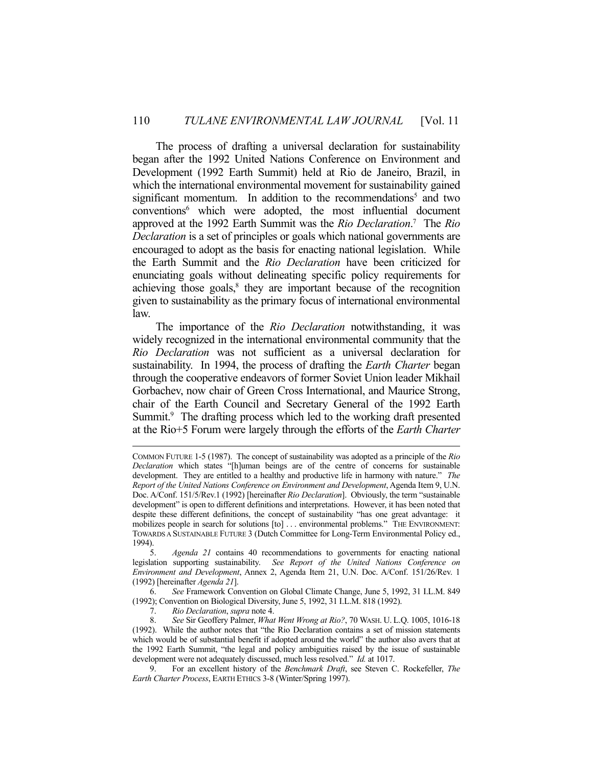The process of drafting a universal declaration for sustainability began after the 1992 United Nations Conference on Environment and Development (1992 Earth Summit) held at Rio de Janeiro, Brazil, in which the international environmental movement for sustainability gained significant momentum. In addition to the recommendations[5] and two conventions[6] which were adopted, the most influential document approved at the 1992 Earth Summit was the *Rio Declaration*.[7] The *Rio Declaration* is a set of principles or goals which national governments are encouraged to adopt as the basis for enacting national legislation. While the Earth Summit and the *Rio Declaration* have been criticized for enunciating goals without delineating specific policy requirements for achieving those goals,[8] they are important because of the recognition given to sustainability as the primary focus of international environmental law.

The importance of the *Rio Declaration* notwithstanding, it was widely recognized in the international environmental community that the *Rio Declaration* was not sufficient as a universal declaration for sustainability. In 1994, the process of drafting the *Earth Charter* began through the cooperative endeavors of former Soviet Union leader Mikhail Gorbachev, now chair of Green Cross International, and Maurice Strong, chair of the Earth Council and Secretary General of the 1992 Earth Summit.[9] The drafting process which led to the working draft presented at the Rio+5 Forum were largely through the efforts of the *Earth Charter*

---

COMMON FUTURE 1-5 (1987). The concept of sustainability was adopted as a principle of the *Rio Declaration* which states "[h]uman beings are of the centre of concerns for sustainable development. They are entitled to a healthy and productive life in harmony with nature." *The Report of the United Nations Conference on Environment and Development*, Agenda Item 9, U.N. Doc. A/Conf. 151/5/Rev.1 (1992) [hereinafter *Rio Declaration*]. Obviously, the term "sustainable development" is open to different definitions and interpretations. However, it has been noted that despite these different definitions, the concept of sustainability "has one great advantage: it mobilizes people in search for solutions [to] . . . environmental problems." THE ENVIRONMENT: TOWARDS A SUSTAINABLE FUTURE 3 (Dutch Committee for Long-Term Environmental Policy ed., 1994).

5. *Agenda 21* contains 40 recommendations to governments for enacting national legislation supporting sustainability. *See Report of the United Nations Conference on Environment and Development*, Annex 2, Agenda Item 21, U.N. Doc. A/Conf. 151/26/Rev. 1 (1992) [hereinafter *Agenda 21*].

6. *See* Framework Convention on Global Climate Change, June 5, 1992, 31 I.L.M. 849 (1992); Convention on Biological Diversity, June 5, 1992, 31 I.L.M. 818 (1992).

7. *Rio Declaration*, *supra* note 4.

8. *See* Sir Geoffery Palmer, *What Went Wrong at Rio?*, 70 WASH. U. L.Q. 1005, 1016-18 (1992). While the author notes that "the Rio Declaration contains a set of mission statements which would be of substantial benefit if adopted around the world" the author also avers that at the 1992 Earth Summit, "the legal and policy ambiguities raised by the issue of sustainable development were not adequately discussed, much less resolved." *Id.* at 1017.

9. For an excellent history of the *Benchmark Draft*, see Steven C. Rockefeller, *The Earth Charter Process*, EARTH ETHICS 3-8 (Winter/Spring 1997).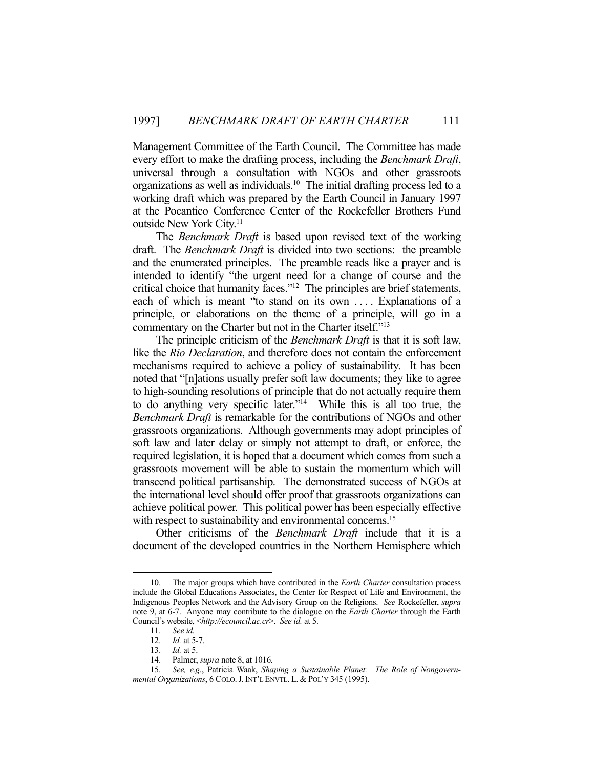Management Committee of the Earth Council. The Committee has made every effort to make the drafting process, including the *Benchmark Draft*, universal through a consultation with NGOs and other grassroots organizations as well as individuals.[10] The initial drafting process led to a working draft which was prepared by the Earth Council in January 1997 at the Pocantico Conference Center of the Rockefeller Brothers Fund outside New York City.[11]

The *Benchmark Draft* is based upon revised text of the working draft. The *Benchmark Draft* is divided into two sections: the preamble and the enumerated principles. The preamble reads like a prayer and is intended to identify "the urgent need for a change of course and the critical choice that humanity faces."[12] The principles are brief statements, each of which is meant "to stand on its own . . . . Explanations of a principle, or elaborations on the theme of a principle, will go in a commentary on the Charter but not in the Charter itself."[13]

The principle criticism of the *Benchmark Draft* is that it is soft law, like the *Rio Declaration*, and therefore does not contain the enforcement mechanisms required to achieve a policy of sustainability. It has been noted that "[n]ations usually prefer soft law documents; they like to agree to high-sounding resolutions of principle that do not actually require them to do anything very specific later."[14] While this is all too true, the *Benchmark Draft* is remarkable for the contributions of NGOs and other grassroots organizations. Although governments may adopt principles of soft law and later delay or simply not attempt to draft, or enforce, the required legislation, it is hoped that a document which comes from such a grassroots movement will be able to sustain the momentum which will transcend political partisanship. The demonstrated success of NGOs at the international level should offer proof that grassroots organizations can achieve political power. This political power has been especially effective with respect to sustainability and environmental concerns.[15]

Other criticisms of the *Benchmark Draft* include that it is a document of the developed countries in the Northern Hemisphere which

---

10. The major groups which have contributed in the *Earth Charter* consultation process include the Global Educations Associates, the Center for Respect of Life and Environment, the Indigenous Peoples Network and the Advisory Group on the Religions. *See* Rockefeller, *supra* note 9, at 6-7. Anyone may contribute to the dialogue on the *Earth Charter* through the Earth Council's website, <*http://ecouncil.ac.cr*>. *See id.* at 5.

11. *See id.*

12. *Id.* at 5-7.

13. *Id.* at 5.

14. Palmer, *supra* note 8, at 1016.

15. *See, e.g.*, Patricia Waak, *Shaping a Sustainable Planet: The Role of Nongovernmental Organizations*, 6 COLO. J. INT'L ENVTL. L. & POL'Y 345 (1995).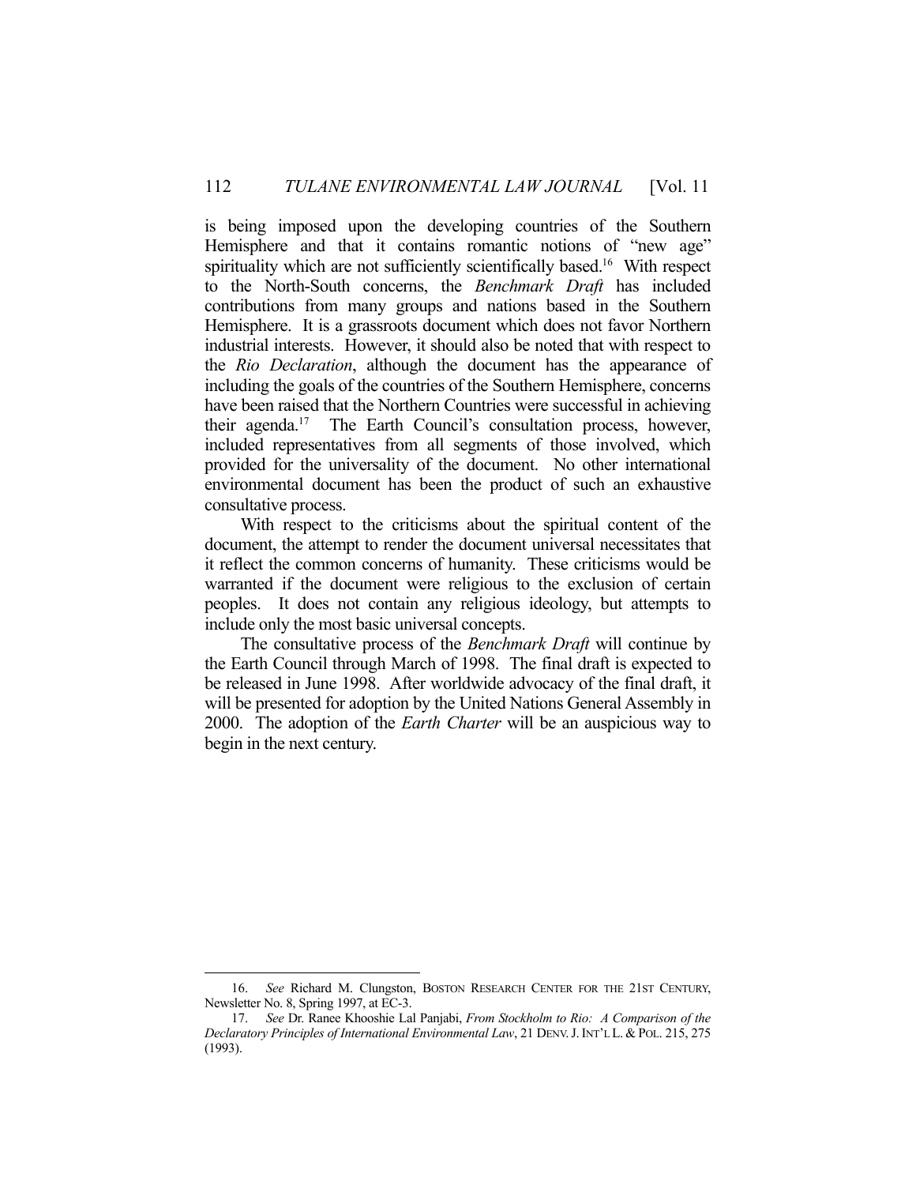is being imposed upon the developing countries of the Southern Hemisphere and that it contains romantic notions of "new age" spirituality which are not sufficiently scientifically based.[16] With respect to the North-South concerns, the *Benchmark Draft* has included contributions from many groups and nations based in the Southern Hemisphere. It is a grassroots document which does not favor Northern industrial interests. However, it should also be noted that with respect to the *Rio Declaration*, although the document has the appearance of including the goals of the countries of the Southern Hemisphere, concerns have been raised that the Northern Countries were successful in achieving their agenda.[17] The Earth Council's consultation process, however, included representatives from all segments of those involved, which provided for the universality of the document. No other international environmental document has been the product of such an exhaustive consultative process.

With respect to the criticisms about the spiritual content of the document, the attempt to render the document universal necessitates that it reflect the common concerns of humanity. These criticisms would be warranted if the document were religious to the exclusion of certain peoples. It does not contain any religious ideology, but attempts to include only the most basic universal concepts.

The consultative process of the *Benchmark Draft* will continue by the Earth Council through March of 1998. The final draft is expected to be released in June 1998. After worldwide advocacy of the final draft, it will be presented for adoption by the United Nations General Assembly in 2000. The adoption of the *Earth Charter* will be an auspicious way to begin in the next century.

---

16. *See* Richard M. Clungston, BOSTON RESEARCH CENTER FOR THE 21ST CENTURY, Newsletter No. 8, Spring 1997, at EC-3.

17. *See* Dr. Ranee Khooshie Lal Panjabi, *From Stockholm to Rio: A Comparison of the Declaratory Principles of International Environmental Law*, 21 DENV. J. INT'L L. & POL. 215, 275 (1993).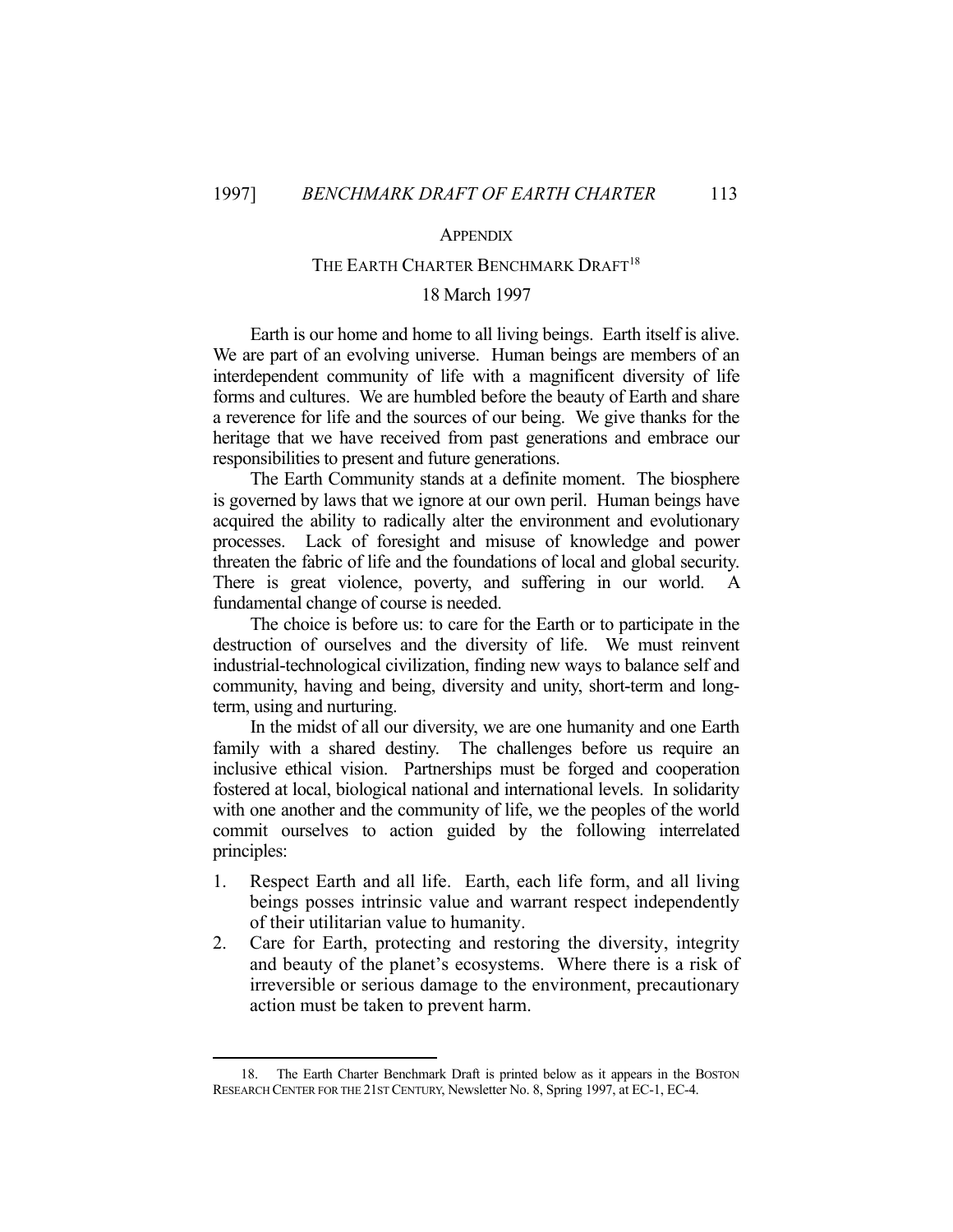APPENDIX

# THE EARTH CHARTER BENCHMARK DRAFT[18]

18 March 1997

Earth is our home and home to all living beings. Earth itself is alive. We are part of an evolving universe. Human beings are members of an interdependent community of life with a magnificent diversity of life forms and cultures. We are humbled before the beauty of Earth and share a reverence for life and the sources of our being. We give thanks for the heritage that we have received from past generations and embrace our responsibilities to present and future generations.

The Earth Community stands at a definite moment. The biosphere is governed by laws that we ignore at our own peril. Human beings have acquired the ability to radically alter the environment and evolutionary processes. Lack of foresight and misuse of knowledge and power threaten the fabric of life and the foundations of local and global security. There is great violence, poverty, and suffering in our world. A fundamental change of course is needed.

The choice is before us: to care for the Earth or to participate in the destruction of ourselves and the diversity of life. We must reinvent industrial-technological civilization, finding new ways to balance self and community, having and being, diversity and unity, short-term and long-term, using and nurturing.

In the midst of all our diversity, we are one humanity and one Earth family with a shared destiny. The challenges before us require an inclusive ethical vision. Partnerships must be forged and cooperation fostered at local, biological national and international levels. In solidarity with one another and the community of life, we the peoples of the world commit ourselves to action guided by the following interrelated principles:

1. Respect Earth and all life. Earth, each life form, and all living beings posses intrinsic value and warrant respect independently of their utilitarian value to humanity.
2. Care for Earth, protecting and restoring the diversity, integrity and beauty of the planet's ecosystems. Where there is a risk of irreversible or serious damage to the environment, precautionary action must be taken to prevent harm.

---

18. The Earth Charter Benchmark Draft is printed below as it appears in the BOSTON RESEARCH CENTER FOR THE 21ST CENTURY, Newsletter No. 8, Spring 1997, at EC-1, EC-4.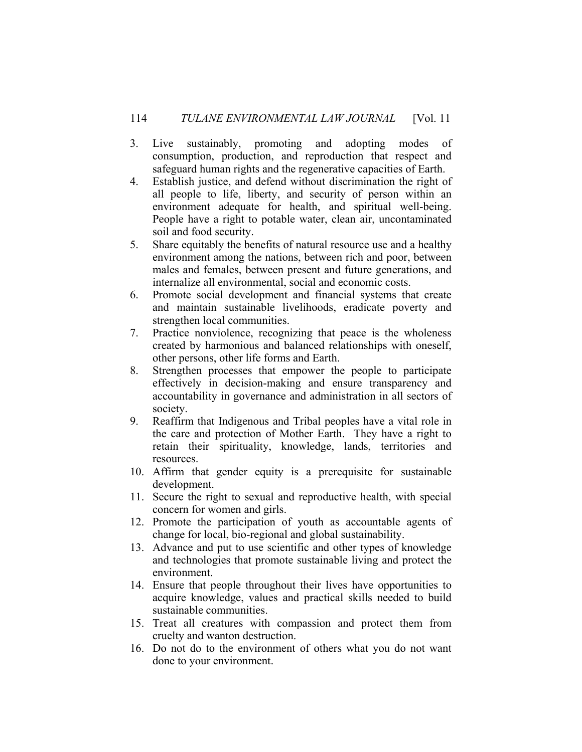3. Live sustainably, promoting and adopting modes of consumption, production, and reproduction that respect and safeguard human rights and the regenerative capacities of Earth.
4. Establish justice, and defend without discrimination the right of all people to life, liberty, and security of person within an environment adequate for health, and spiritual well-being. People have a right to potable water, clean air, uncontaminated soil and food security.
5. Share equitably the benefits of natural resource use and a healthy environment among the nations, between rich and poor, between males and females, between present and future generations, and internalize all environmental, social and economic costs.
6. Promote social development and financial systems that create and maintain sustainable livelihoods, eradicate poverty and strengthen local communities.
7. Practice nonviolence, recognizing that peace is the wholeness created by harmonious and balanced relationships with oneself, other persons, other life forms and Earth.
8. Strengthen processes that empower the people to participate effectively in decision-making and ensure transparency and accountability in governance and administration in all sectors of society.
9. Reaffirm that Indigenous and Tribal peoples have a vital role in the care and protection of Mother Earth. They have a right to retain their spirituality, knowledge, lands, territories and resources.
10. Affirm that gender equity is a prerequisite for sustainable development.
11. Secure the right to sexual and reproductive health, with special concern for women and girls.
12. Promote the participation of youth as accountable agents of change for local, bio-regional and global sustainability.
13. Advance and put to use scientific and other types of knowledge and technologies that promote sustainable living and protect the environment.
14. Ensure that people throughout their lives have opportunities to acquire knowledge, values and practical skills needed to build sustainable communities.
15. Treat all creatures with compassion and protect them from cruelty and wanton destruction.
16. Do not do to the environment of others what you do not want done to your environment.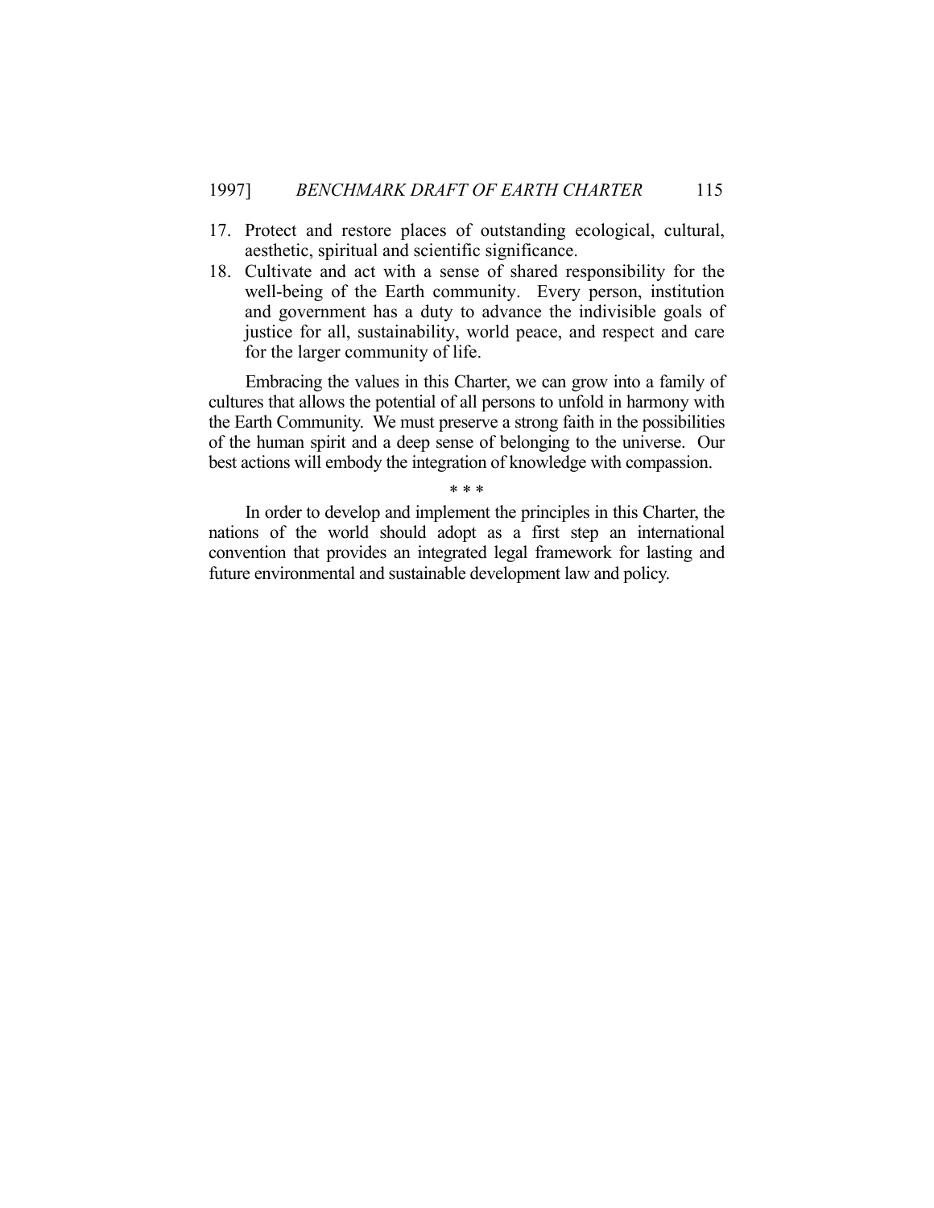17. Protect and restore places of outstanding ecological, cultural, aesthetic, spiritual and scientific significance.
18. Cultivate and act with a sense of shared responsibility for the well-being of the Earth community. Every person, institution and government has a duty to advance the indivisible goals of justice for all, sustainability, world peace, and respect and care for the larger community of life.

Embracing the values in this Charter, we can grow into a family of cultures that allows the potential of all persons to unfold in harmony with the Earth Community. We must preserve a strong faith in the possibilities of the human spirit and a deep sense of belonging to the universe. Our best actions will embody the integration of knowledge with compassion.

\* \* \*

In order to develop and implement the principles in this Charter, the nations of the world should adopt as a first step an international convention that provides an integrated legal framework for lasting and future environmental and sustainable development law and policy.